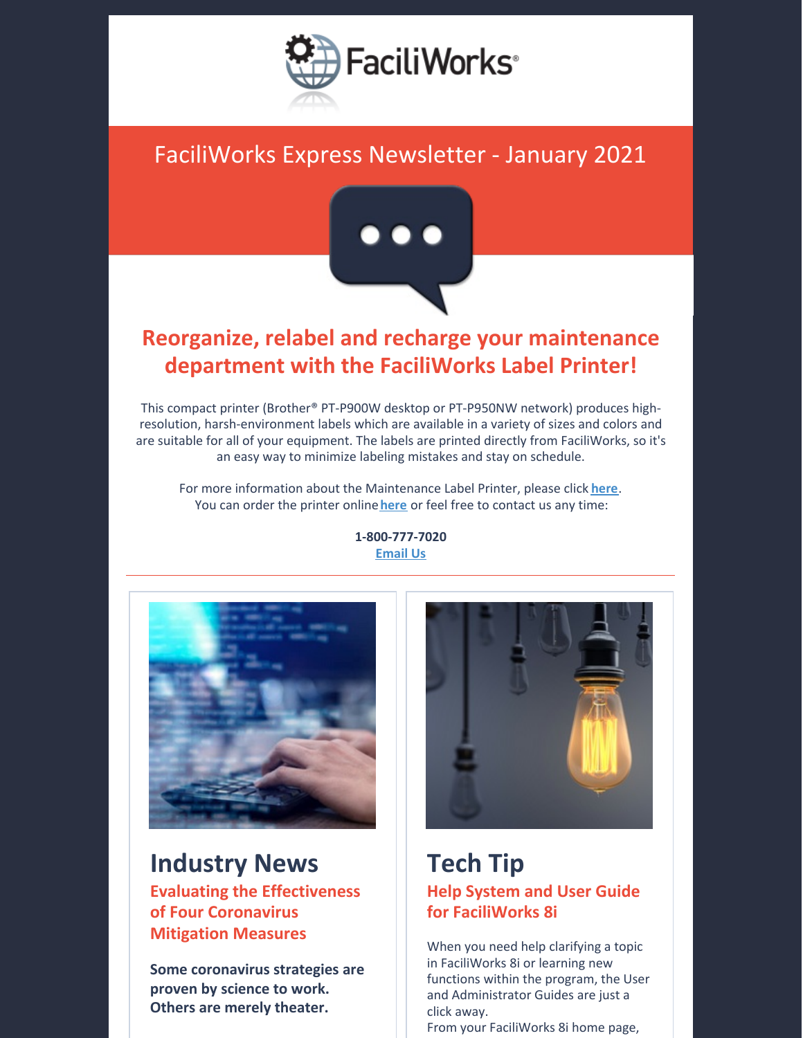FaciliWorks®

# FaciliWorks Express Newsletter - January 2021

## Reorganize, relabel and recharge your maintenance department with the FaciliWorks Label Printer!

This compact printer (Brother® PT-P900W desktop or PT-P950NW network) produces high-resolution, harsh-environment labels which are available in a variety of sizes and colors and are suitable for all of your equipment. The labels are printed directly from FaciliWorks, so it's an easy way to minimize labeling mistakes and stay on schedule.

For more information about the Maintenance Label Printer, please click **here**.
You can order the printer online **here** or feel free to contact us any time:

**1-800-777-7020**
**Email Us**

---

# Industry News

## Evaluating the Effectiveness of Four Coronavirus Mitigation Measures

**Some coronavirus strategies are proven by science to work. Others are merely theater.**

# Tech Tip

## Help System and User Guide for FaciliWorks 8i

When you need help clarifying a topic in FaciliWorks 8i or learning new functions within the program, the User and Administrator Guides are just a click away.
From your FaciliWorks 8i home page,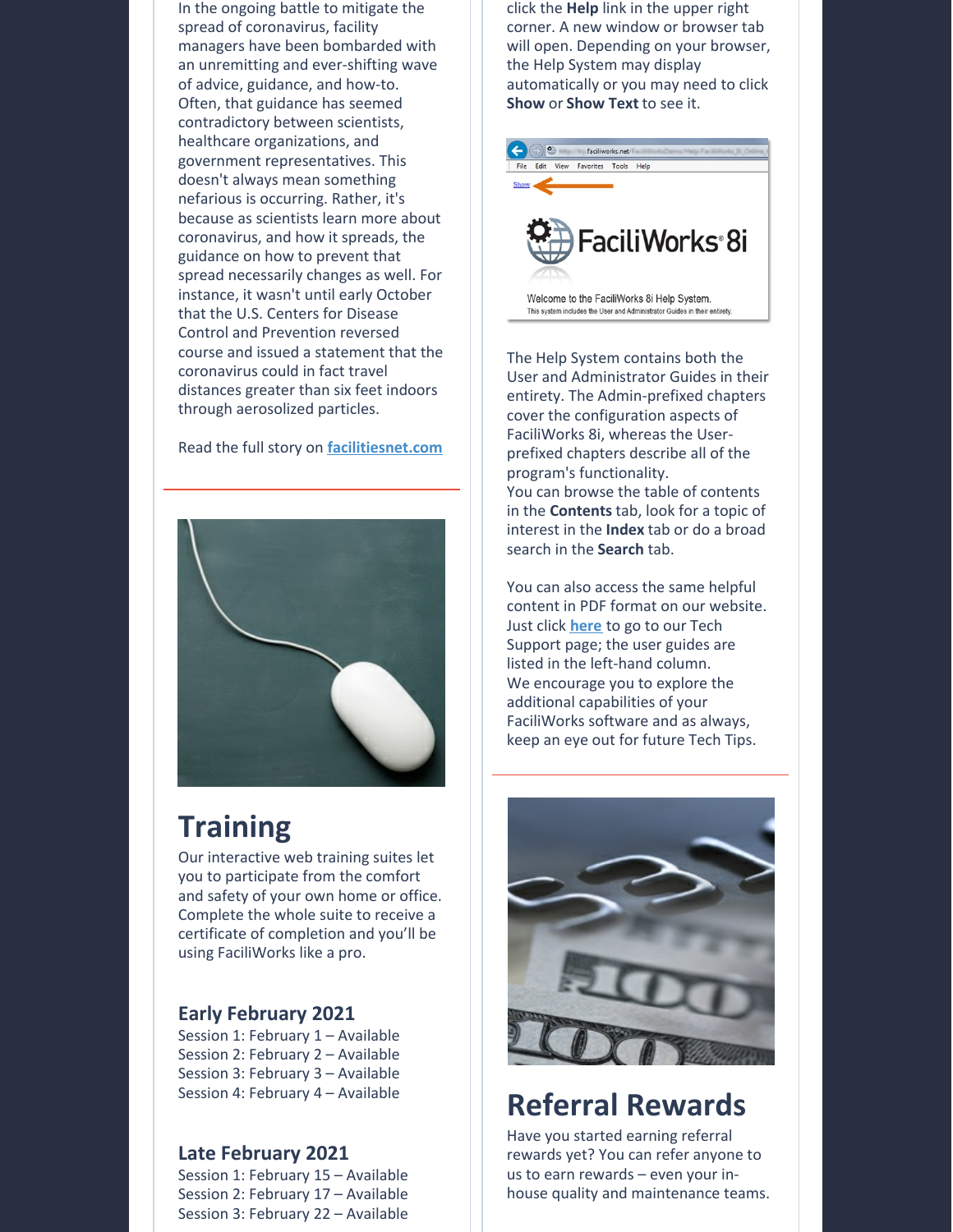In the ongoing battle to mitigate the spread of coronavirus, facility managers have been bombarded with an unremitting and ever-shifting wave of advice, guidance, and how-to. Often, that guidance has seemed contradictory between scientists, healthcare organizations, and government representatives. This doesn't always mean something nefarious is occurring. Rather, it's because as scientists learn more about coronavirus, and how it spreads, the guidance on how to prevent that spread necessarily changes as well. For instance, it wasn't until early October that the U.S. Centers for Disease Control and Prevention reversed course and issued a statement that the coronavirus could in fact travel distances greater than six feet indoors through aerosolized particles.

Read the full story on **facilitiesnet.com**

## Training

Our interactive web training suites let you to participate from the comfort and safety of your own home or office. Complete the whole suite to receive a certificate of completion and you'll be using FaciliWorks like a pro.

### Early February 2021

Session 1: February 1 – Available
Session 2: February 2 – Available
Session 3: February 3 – Available
Session 4: February 4 – Available

### Late February 2021

Session 1: February 15 – Available
Session 2: February 17 – Available
Session 3: February 22 – Available

click the **Help** link in the upper right corner. A new window or browser tab will open. Depending on your browser, the Help System may display automatically or you may need to click **Show** or **Show Text** to see it.

The Help System contains both the User and Administrator Guides in their entirety. The Admin-prefixed chapters cover the configuration aspects of FaciliWorks 8i, whereas the User-prefixed chapters describe all of the program's functionality.
You can browse the table of contents in the **Contents** tab, look for a topic of interest in the **Index** tab or do a broad search in the **Search** tab.

You can also access the same helpful content in PDF format on our website. Just click **here** to go to our Tech Support page; the user guides are listed in the left-hand column.
We encourage you to explore the additional capabilities of your FaciliWorks software and as always, keep an eye out for future Tech Tips.

## Referral Rewards

Have you started earning referral rewards yet? You can refer anyone to us to earn rewards – even your in-house quality and maintenance teams.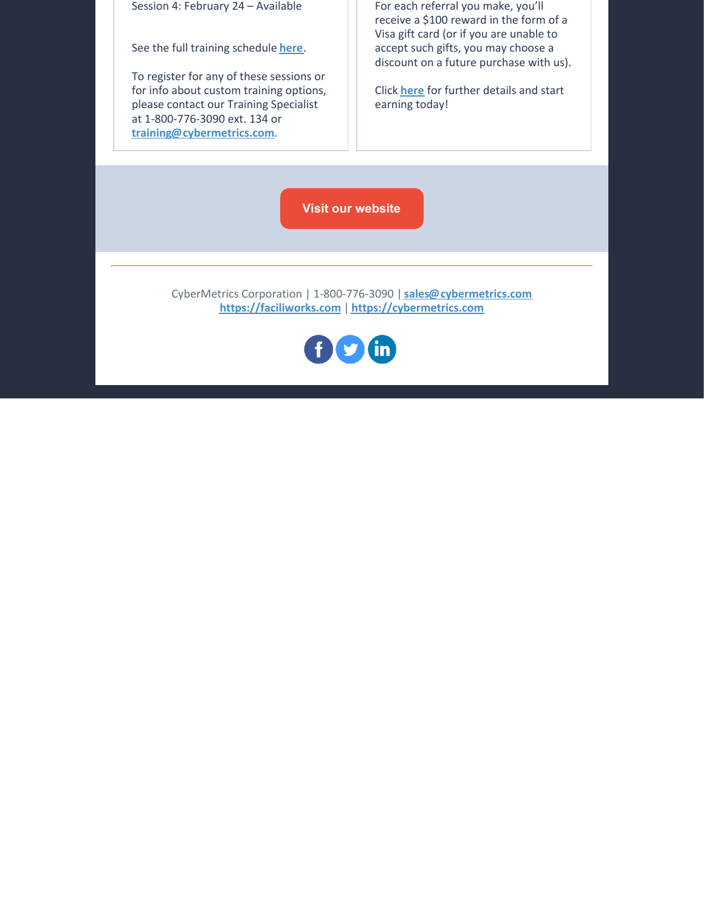Session 4: February 24 – Available

See the full training schedule **here**.

To register for any of these sessions or for info about custom training options, please contact our Training Specialist at 1-800-776-3090 ext. 134 or **training@cybermetrics.com**.

For each referral you make, you'll receive a $100 reward in the form of a Visa gift card (or if you are unable to accept such gifts, you may choose a discount on a future purchase with us).

Click **here** for further details and start earning today!

**Visit our website**

---

CyberMetrics Corporation | 1-800-776-3090 | **sales@cybermetrics.com**
**https://faciliworks.com** | **https://cybermetrics.com**